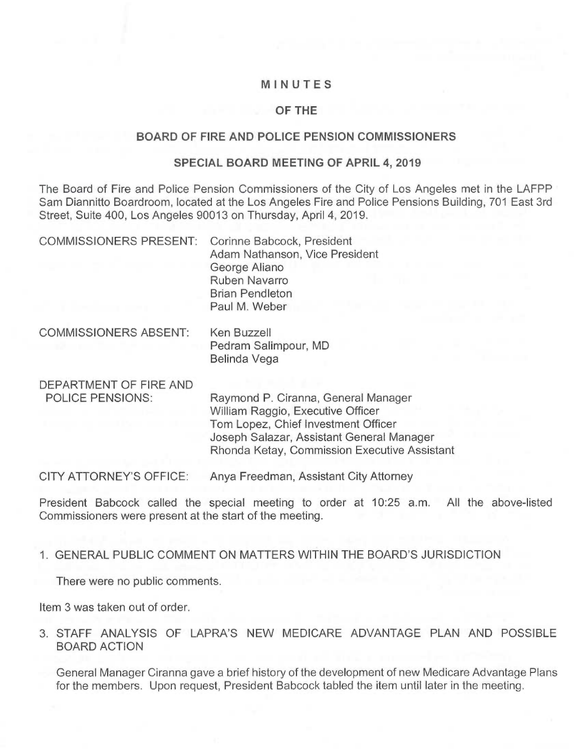# MINUTES

## OF THE

## BOARD OF FIRE AND POLICE PENSION COMMISSIONERS

### SPECIAL BOARD MEETING OF APRIL 4, 2019

The Board of Fire and Police Pension Commissioners of the City of Los Angeles met in the LAFPP Sam Diannitto Boardroom, located at the Los Angeles Fire and Police Pensions Building, 701 East 3rd Street, Suite 400, Los Angeles 90013 on Thursday, April 4, 2019.

| | |
|---|---|
| COMMISSIONERS PRESENT: | Corinne Babcock, President<br>Adam Nathanson, Vice President<br>George Aliano<br>Ruben Navarro<br>Brian Pendleton<br>Paul M. Weber |
| COMMISSIONERS ABSENT: | Ken Buzzell<br>Pedram Salimpour, MD<br>Belinda Vega |
| DEPARTMENT OF FIRE AND POLICE PENSIONS: | Raymond P. Ciranna, General Manager<br>William Raggio, Executive Officer<br>Tom Lopez, Chief Investment Officer<br>Joseph Salazar, Assistant General Manager<br>Rhonda Ketay, Commission Executive Assistant |
| CITY ATTORNEY'S OFFICE: | Anya Freedman, Assistant City Attorney |

President Babcock called the special meeting to order at 10:25 a.m. All the above-listed Commissioners were present at the start of the meeting.

1. GENERAL PUBLIC COMMENT ON MATTERS WITHIN THE BOARD'S JURISDICTION

   There were no public comments.

Item 3 was taken out of order.

3. STAFF ANALYSIS OF LAPRA'S NEW MEDICARE ADVANTAGE PLAN AND POSSIBLE BOARD ACTION

   General Manager Ciranna gave a brief history of the development of new Medicare Advantage Plans for the members. Upon request, President Babcock tabled the item until later in the meeting.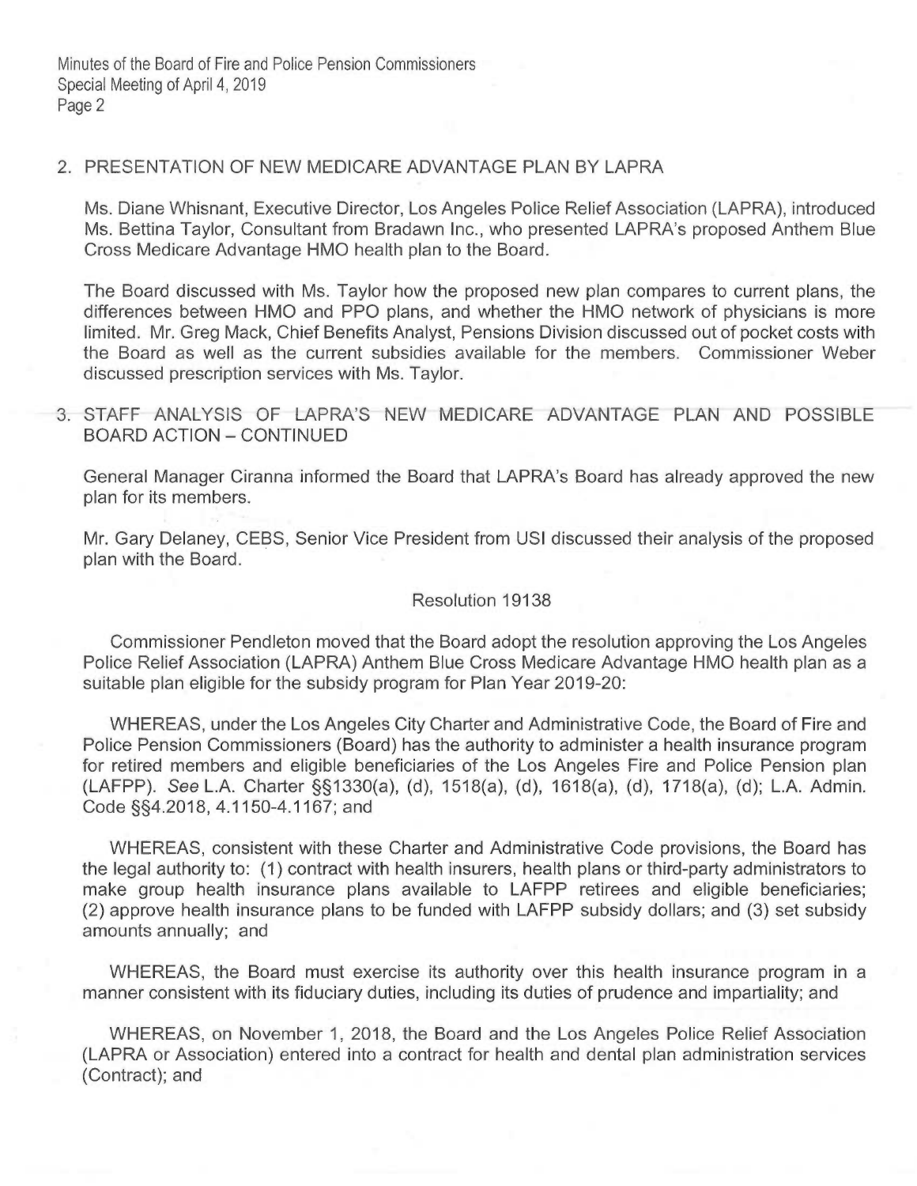2. PRESENTATION OF NEW MEDICARE ADVANTAGE PLAN BY LAPRA

Ms. Diane Whisnant, Executive Director, Los Angeles Police Relief Association (LAPRA), introduced Ms. Bettina Taylor, Consultant from Bradawn Inc., who presented LAPRA's proposed Anthem Blue Cross Medicare Advantage HMO health plan to the Board.

The Board discussed with Ms. Taylor how the proposed new plan compares to current plans, the differences between HMO and PPO plans, and whether the HMO network of physicians is more limited. Mr. Greg Mack, Chief Benefits Analyst, Pensions Division discussed out of pocket costs with the Board as well as the current subsidies available for the members. Commissioner Weber discussed prescription services with Ms. Taylor.

3. STAFF ANALYSIS OF LAPRA'S NEW MEDICARE ADVANTAGE PLAN AND POSSIBLE BOARD ACTION – CONTINUED

General Manager Ciranna informed the Board that LAPRA's Board has already approved the new plan for its members.

Mr. Gary Delaney, CEBS, Senior Vice President from USI discussed their analysis of the proposed plan with the Board.

Resolution 19138

Commissioner Pendleton moved that the Board adopt the resolution approving the Los Angeles Police Relief Association (LAPRA) Anthem Blue Cross Medicare Advantage HMO health plan as a suitable plan eligible for the subsidy program for Plan Year 2019-20:

WHEREAS, under the Los Angeles City Charter and Administrative Code, the Board of Fire and Police Pension Commissioners (Board) has the authority to administer a health insurance program for retired members and eligible beneficiaries of the Los Angeles Fire and Police Pension plan (LAFPP). *See* L.A. Charter §§1330(a), (d), 1518(a), (d), 1618(a), (d), 1718(a), (d); L.A. Admin. Code §§4.2018, 4.1150-4.1167; and

WHEREAS, consistent with these Charter and Administrative Code provisions, the Board has the legal authority to: (1) contract with health insurers, health plans or third-party administrators to make group health insurance plans available to LAFPP retirees and eligible beneficiaries; (2) approve health insurance plans to be funded with LAFPP subsidy dollars; and (3) set subsidy amounts annually; and

WHEREAS, the Board must exercise its authority over this health insurance program in a manner consistent with its fiduciary duties, including its duties of prudence and impartiality; and

WHEREAS, on November 1, 2018, the Board and the Los Angeles Police Relief Association (LAPRA or Association) entered into a contract for health and dental plan administration services (Contract); and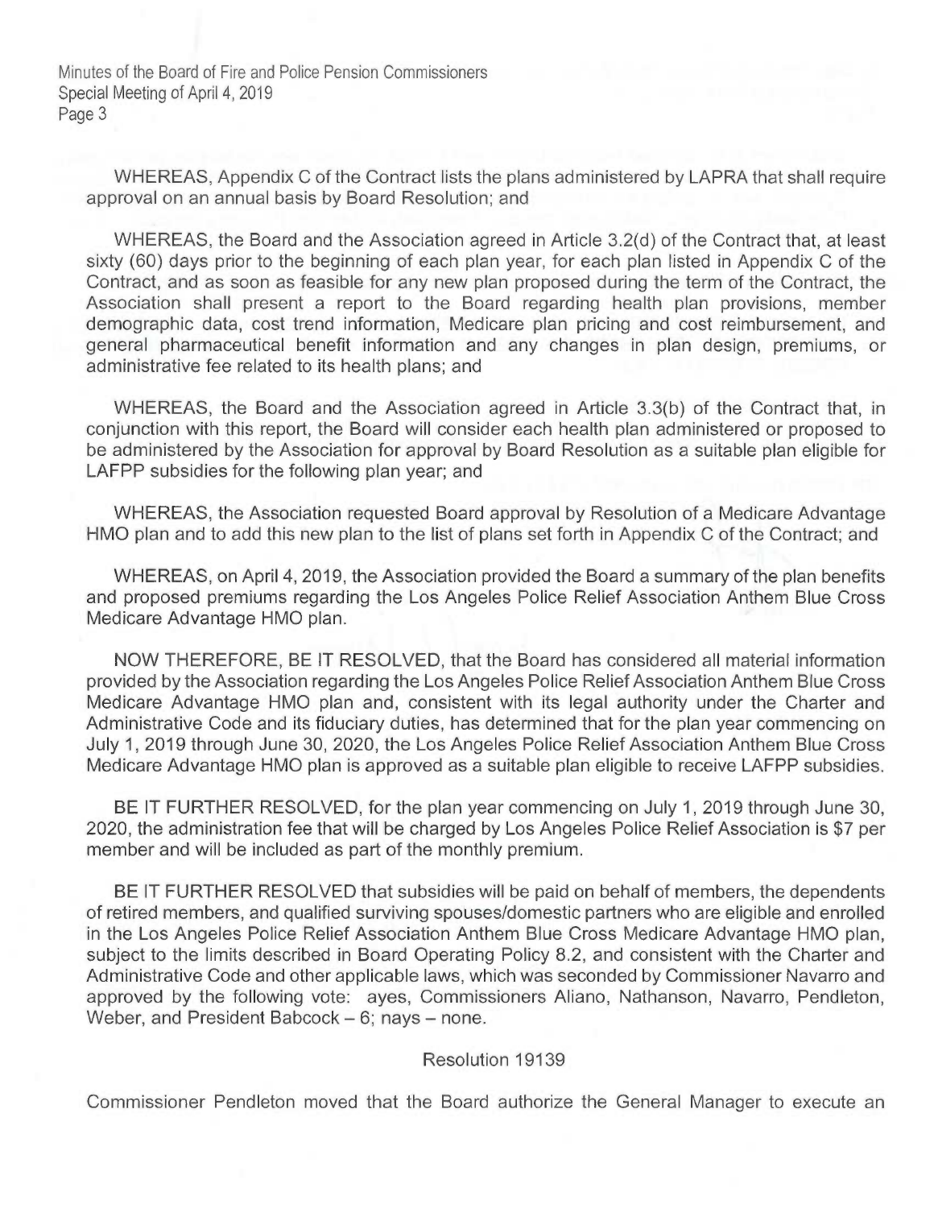WHEREAS, Appendix C of the Contract lists the plans administered by LAPRA that shall require approval on an annual basis by Board Resolution; and

WHEREAS, the Board and the Association agreed in Article 3.2(d) of the Contract that, at least sixty (60) days prior to the beginning of each plan year, for each plan listed in Appendix C of the Contract, and as soon as feasible for any new plan proposed during the term of the Contract, the Association shall present a report to the Board regarding health plan provisions, member demographic data, cost trend information, Medicare plan pricing and cost reimbursement, and general pharmaceutical benefit information and any changes in plan design, premiums, or administrative fee related to its health plans; and

WHEREAS, the Board and the Association agreed in Article 3.3(b) of the Contract that, in conjunction with this report, the Board will consider each health plan administered or proposed to be administered by the Association for approval by Board Resolution as a suitable plan eligible for LAFPP subsidies for the following plan year; and

WHEREAS, the Association requested Board approval by Resolution of a Medicare Advantage HMO plan and to add this new plan to the list of plans set forth in Appendix C of the Contract; and

WHEREAS, on April 4, 2019, the Association provided the Board a summary of the plan benefits and proposed premiums regarding the Los Angeles Police Relief Association Anthem Blue Cross Medicare Advantage HMO plan.

NOW THEREFORE, BE IT RESOLVED, that the Board has considered all material information provided by the Association regarding the Los Angeles Police Relief Association Anthem Blue Cross Medicare Advantage HMO plan and, consistent with its legal authority under the Charter and Administrative Code and its fiduciary duties, has determined that for the plan year commencing on July 1, 2019 through June 30, 2020, the Los Angeles Police Relief Association Anthem Blue Cross Medicare Advantage HMO plan is approved as a suitable plan eligible to receive LAFPP subsidies.

BE IT FURTHER RESOLVED, for the plan year commencing on July 1, 2019 through June 30, 2020, the administration fee that will be charged by Los Angeles Police Relief Association is $7 per member and will be included as part of the monthly premium.

BE IT FURTHER RESOLVED that subsidies will be paid on behalf of members, the dependents of retired members, and qualified surviving spouses/domestic partners who are eligible and enrolled in the Los Angeles Police Relief Association Anthem Blue Cross Medicare Advantage HMO plan, subject to the limits described in Board Operating Policy 8.2, and consistent with the Charter and Administrative Code and other applicable laws, which was seconded by Commissioner Navarro and approved by the following vote: ayes, Commissioners Aliano, Nathanson, Navarro, Pendleton, Weber, and President Babcock – 6; nays – none.

Resolution 19139

Commissioner Pendleton moved that the Board authorize the General Manager to execute an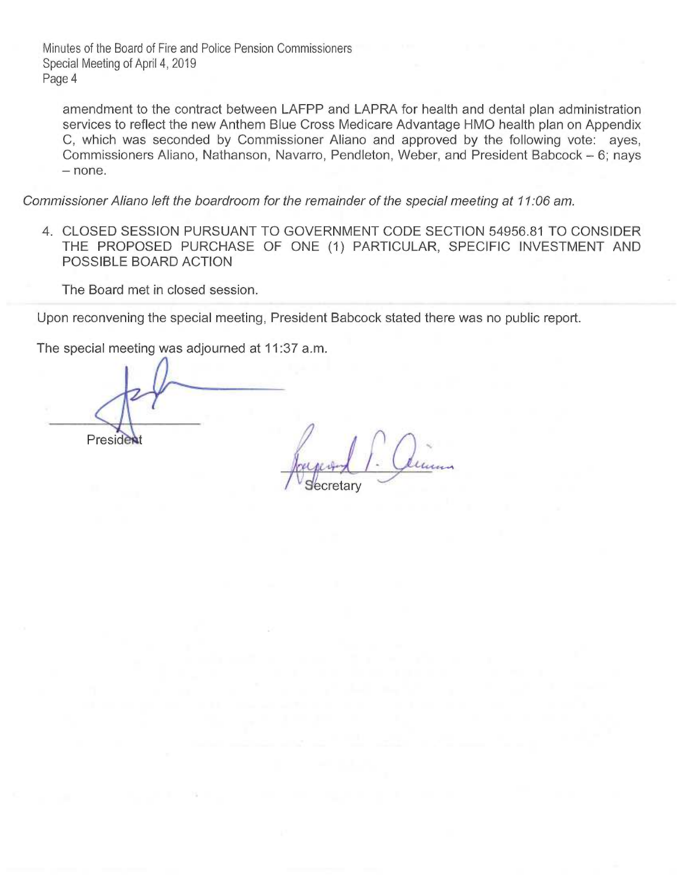amendment to the contract between LAFPP and LAPRA for health and dental plan administration services to reflect the new Anthem Blue Cross Medicare Advantage HMO health plan on Appendix C, which was seconded by Commissioner Aliano and approved by the following vote: ayes, Commissioners Aliano, Nathanson, Navarro, Pendleton, Weber, and President Babcock – 6; nays – none.

*Commissioner Aliano left the boardroom for the remainder of the special meeting at 11:06 am.*

4. CLOSED SESSION PURSUANT TO GOVERNMENT CODE SECTION 54956.81 TO CONSIDER THE PROPOSED PURCHASE OF ONE (1) PARTICULAR, SPECIFIC INVESTMENT AND POSSIBLE BOARD ACTION

   The Board met in closed session.

Upon reconvening the special meeting, President Babcock stated there was no public report.

The special meeting was adjourned at 11:37 a.m.

President

Secretary